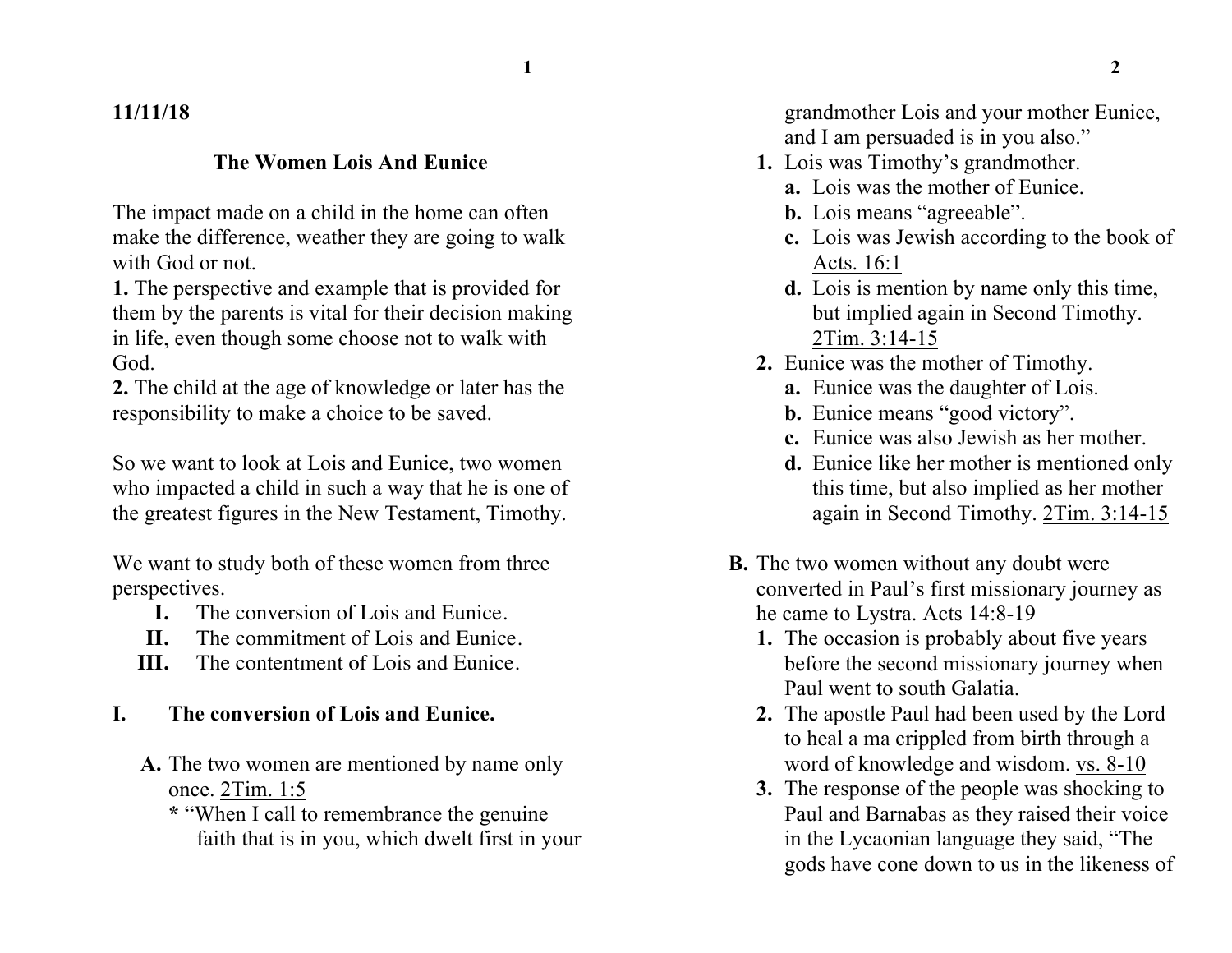11/11/18

# The Women Lois And Eunice

The impact made on a child in the home can often make the difference, weather they are going to walk with God or not.

**1.** The perspective and example that is provided for them by the parents is vital for their decision making in life, even though some choose not to walk with God.

**2.** The child at the age of knowledge or later has the responsibility to make a choice to be saved.

So we want to look at Lois and Eunice, two women who impacted a child in such a way that he is one of the greatest figures in the New Testament, Timothy.

We want to study both of these women from three perspectives.

- **I.** The conversion of Lois and Eunice.
- **II.** The commitment of Lois and Eunice.
- **III.** The contentment of Lois and Eunice.

## I. The conversion of Lois and Eunice.

**A.** The two women are mentioned by name only once. 2Tim. 1:5

**\*** "When I call to remembrance the genuine faith that is in you, which dwelt first in your grandmother Lois and your mother Eunice, and I am persuaded is in you also."

1. Lois was Timothy's grandmother.
   - **a.** Lois was the mother of Eunice.
   - **b.** Lois means "agreeable".
   - **c.** Lois was Jewish according to the book of Acts. 16:1
   - **d.** Lois is mention by name only this time, but implied again in Second Timothy. 2Tim. 3:14-15
2. Eunice was the mother of Timothy.
   - **a.** Eunice was the daughter of Lois.
   - **b.** Eunice means "good victory".
   - **c.** Eunice was also Jewish as her mother.
   - **d.** Eunice like her mother is mentioned only this time, but also implied as her mother again in Second Timothy. 2Tim. 3:14-15

**B.** The two women without any doubt were converted in Paul's first missionary journey as he came to Lystra. Acts 14:8-19

1. The occasion is probably about five years before the second missionary journey when Paul went to south Galatia.
2. The apostle Paul had been used by the Lord to heal a ma crippled from birth through a word of knowledge and wisdom. vs. 8-10
3. The response of the people was shocking to Paul and Barnabas as they raised their voice in the Lycaonian language they said, "The gods have cone down to us in the likeness of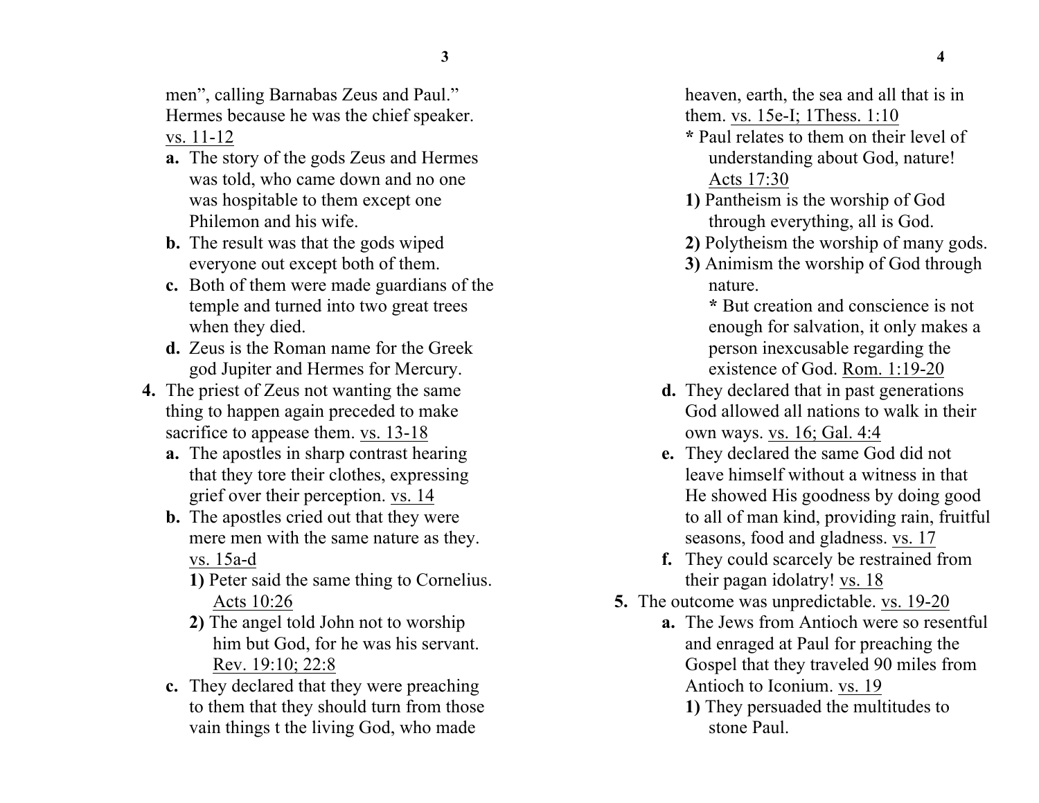men", calling Barnabas Zeus and Paul." Hermes because he was the chief speaker. <u>vs. 11-12</u>

- **a.** The story of the gods Zeus and Hermes was told, who came down and no one was hospitable to them except one Philemon and his wife.
- **b.** The result was that the gods wiped everyone out except both of them.
- **c.** Both of them were made guardians of the temple and turned into two great trees when they died.
- **d.** Zeus is the Roman name for the Greek god Jupiter and Hermes for Mercury.

**4.** The priest of Zeus not wanting the same thing to happen again preceded to make sacrifice to appease them. <u>vs. 13-18</u>

- **a.** The apostles in sharp contrast hearing that they tore their clothes, expressing grief over their perception. <u>vs. 14</u>
- **b.** The apostles cried out that they were mere men with the same nature as they. <u>vs. 15a-d</u>
  - **1)** Peter said the same thing to Cornelius. <u>Acts 10:26</u>
  - **2)** The angel told John not to worship him but God, for he was his servant. <u>Rev. 19:10; 22:8</u>
- **c.** They declared that they were preaching to them that they should turn from those vain things t the living God, who made heaven, earth, the sea and all that is in them. <u>vs. 15e-I; 1Thess. 1:10</u>
  - **\*** Paul relates to them on their level of understanding about God, nature! <u>Acts 17:30</u>
  - **1)** Pantheism is the worship of God through everything, all is God.
  - **2)** Polytheism the worship of many gods.
  - **3)** Animism the worship of God through nature.
    - **\*** But creation and conscience is not enough for salvation, it only makes a person inexcusable regarding the existence of God. <u>Rom. 1:19-20</u>
- **d.** They declared that in past generations God allowed all nations to walk in their own ways. <u>vs. 16; Gal. 4:4</u>
- **e.** They declared the same God did not leave himself without a witness in that He showed His goodness by doing good to all of man kind, providing rain, fruitful seasons, food and gladness. <u>vs. 17</u>
- **f.** They could scarcely be restrained from their pagan idolatry! <u>vs. 18</u>

**5.** The outcome was unpredictable. <u>vs. 19-20</u>

- **a.** The Jews from Antioch were so resentful and enraged at Paul for preaching the Gospel that they traveled 90 miles from Antioch to Iconium. <u>vs. 19</u>
  - **1)** They persuaded the multitudes to stone Paul.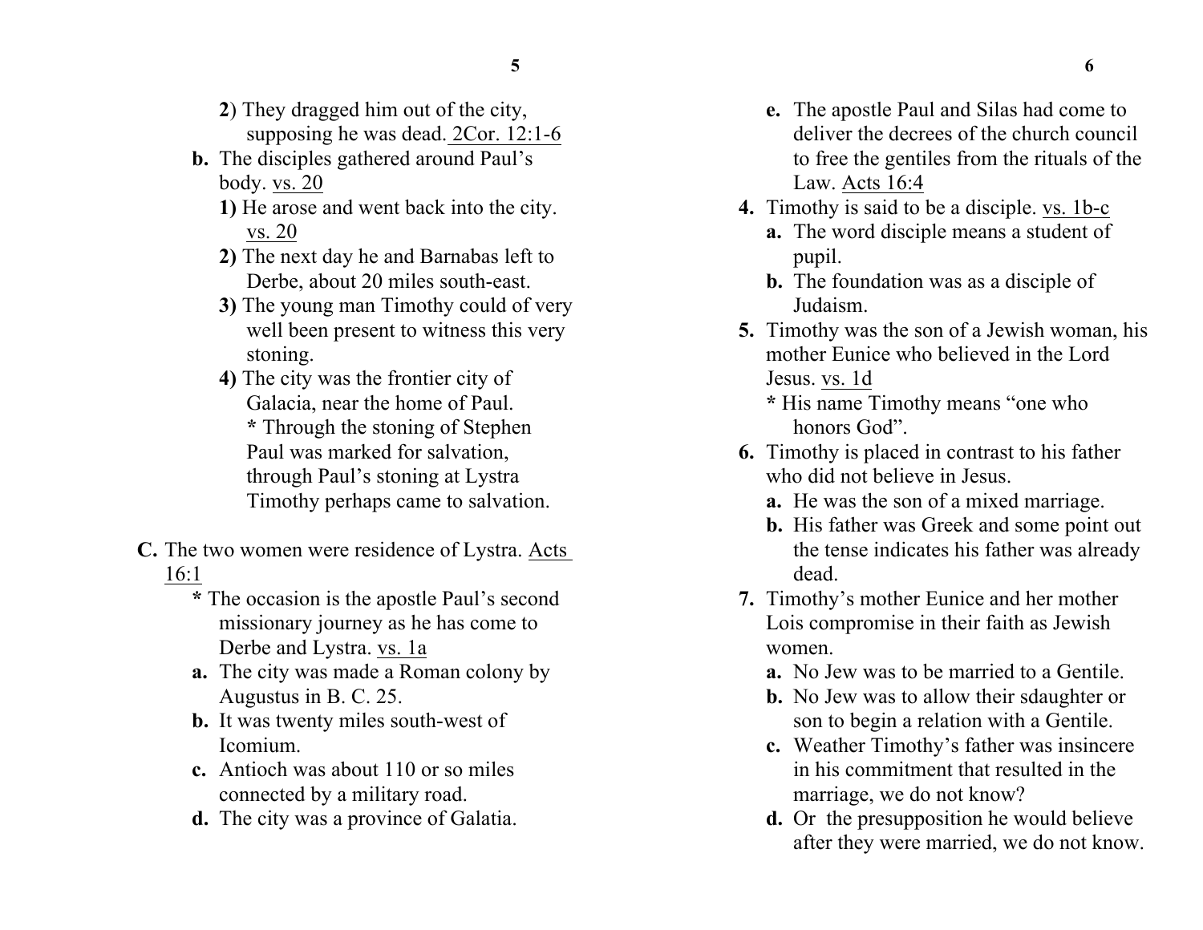**2**) They dragged him out of the city, supposing he was dead. 2Cor. 12:1-6

**b.** The disciples gathered around Paul's body. vs. 20

**1)** He arose and went back into the city. vs. 20

**2)** The next day he and Barnabas left to Derbe, about 20 miles south-east.

**3)** The young man Timothy could of very well been present to witness this very stoning.

**4)** The city was the frontier city of Galacia, near the home of Paul.
**\*** Through the stoning of Stephen Paul was marked for salvation, through Paul's stoning at Lystra Timothy perhaps came to salvation.

**C.** The two women were residence of Lystra. Acts 16:1

**\*** The occasion is the apostle Paul's second missionary journey as he has come to Derbe and Lystra. vs. 1a

**a.** The city was made a Roman colony by Augustus in B. C. 25.

**b.** It was twenty miles south-west of Icomium.

**c.** Antioch was about 110 or so miles connected by a military road.

**d.** The city was a province of Galatia.

**e.** The apostle Paul and Silas had come to deliver the decrees of the church council to free the gentiles from the rituals of the Law. Acts 16:4

**4.** Timothy is said to be a disciple. vs. 1b-c

**a.** The word disciple means a student of pupil.

**b.** The foundation was as a disciple of Judaism.

**5.** Timothy was the son of a Jewish woman, his mother Eunice who believed in the Lord Jesus. vs. 1d

**\*** His name Timothy means "one who honors God".

**6.** Timothy is placed in contrast to his father who did not believe in Jesus.

**a.** He was the son of a mixed marriage.

**b.** His father was Greek and some point out the tense indicates his father was already dead.

**7.** Timothy's mother Eunice and her mother Lois compromise in their faith as Jewish women.

**a.** No Jew was to be married to a Gentile.

**b.** No Jew was to allow their sdaughter or son to begin a relation with a Gentile.

**c.** Weather Timothy's father was insincere in his commitment that resulted in the marriage, we do not know?

**d.** Or the presupposition he would believe after they were married, we do not know.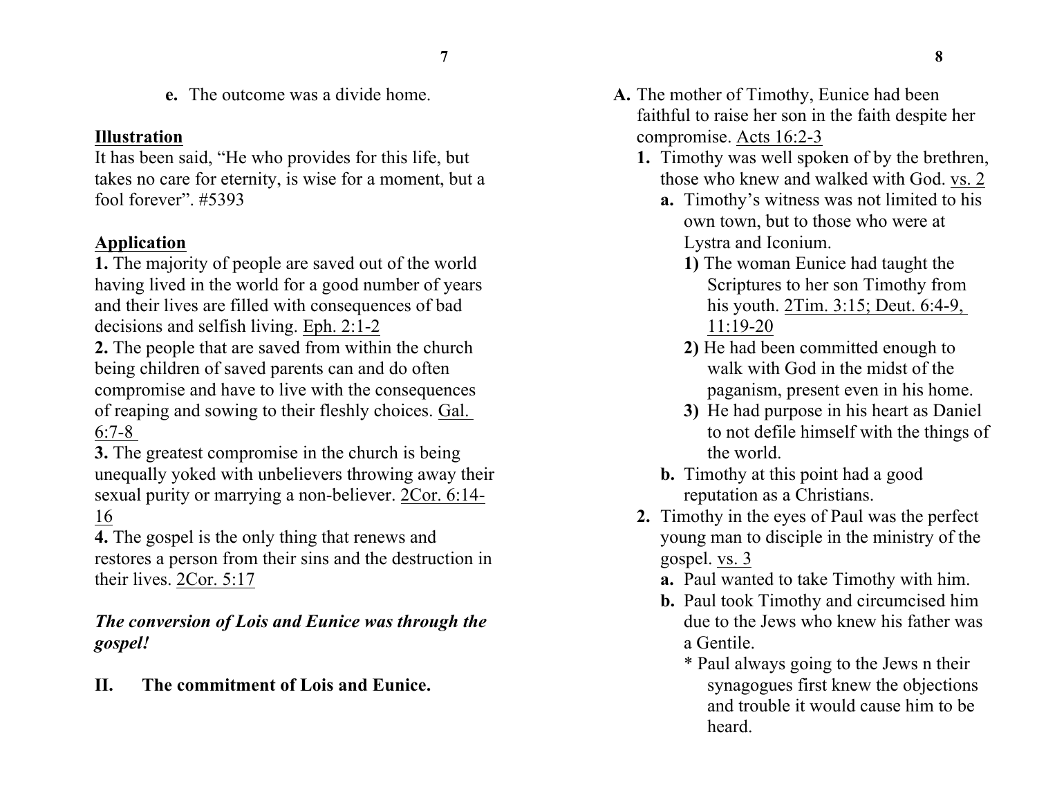e. The outcome was a divide home.

**Illustration**

It has been said, "He who provides for this life, but takes no care for eternity, is wise for a moment, but a fool forever". #5393

**Application**

**1.** The majority of people are saved out of the world having lived in the world for a good number of years and their lives are filled with consequences of bad decisions and selfish living. Eph. 2:1-2

**2.** The people that are saved from within the church being children of saved parents can and do often compromise and have to live with the consequences of reaping and sowing to their fleshly choices. Gal. 6:7-8

**3.** The greatest compromise in the church is being unequally yoked with unbelievers throwing away their sexual purity or marrying a non-believer. 2Cor. 6:14-16

**4.** The gospel is the only thing that renews and restores a person from their sins and the destruction in their lives. 2Cor. 5:17

***The conversion of Lois and Eunice was through the gospel!***

## II. The commitment of Lois and Eunice.

**A.** The mother of Timothy, Eunice had been faithful to raise her son in the faith despite her compromise. Acts 16:2-3

- **1.** Timothy was well spoken of by the brethren, those who knew and walked with God. vs. 2
  - **a.** Timothy's witness was not limited to his own town, but to those who were at Lystra and Iconium.
    - **1)** The woman Eunice had taught the Scriptures to her son Timothy from his youth. 2Tim. 3:15; Deut. 6:4-9, 11:19-20
    - **2)** He had been committed enough to walk with God in the midst of the paganism, present even in his home.
    - **3)** He had purpose in his heart as Daniel to not defile himself with the things of the world.
  - **b.** Timothy at this point had a good reputation as a Christians.
- **2.** Timothy in the eyes of Paul was the perfect young man to disciple in the ministry of the gospel. vs. 3
  - **a.** Paul wanted to take Timothy with him.
  - **b.** Paul took Timothy and circumcised him due to the Jews who knew his father was a Gentile.
    - * Paul always going to the Jews n their synagogues first knew the objections and trouble it would cause him to be heard.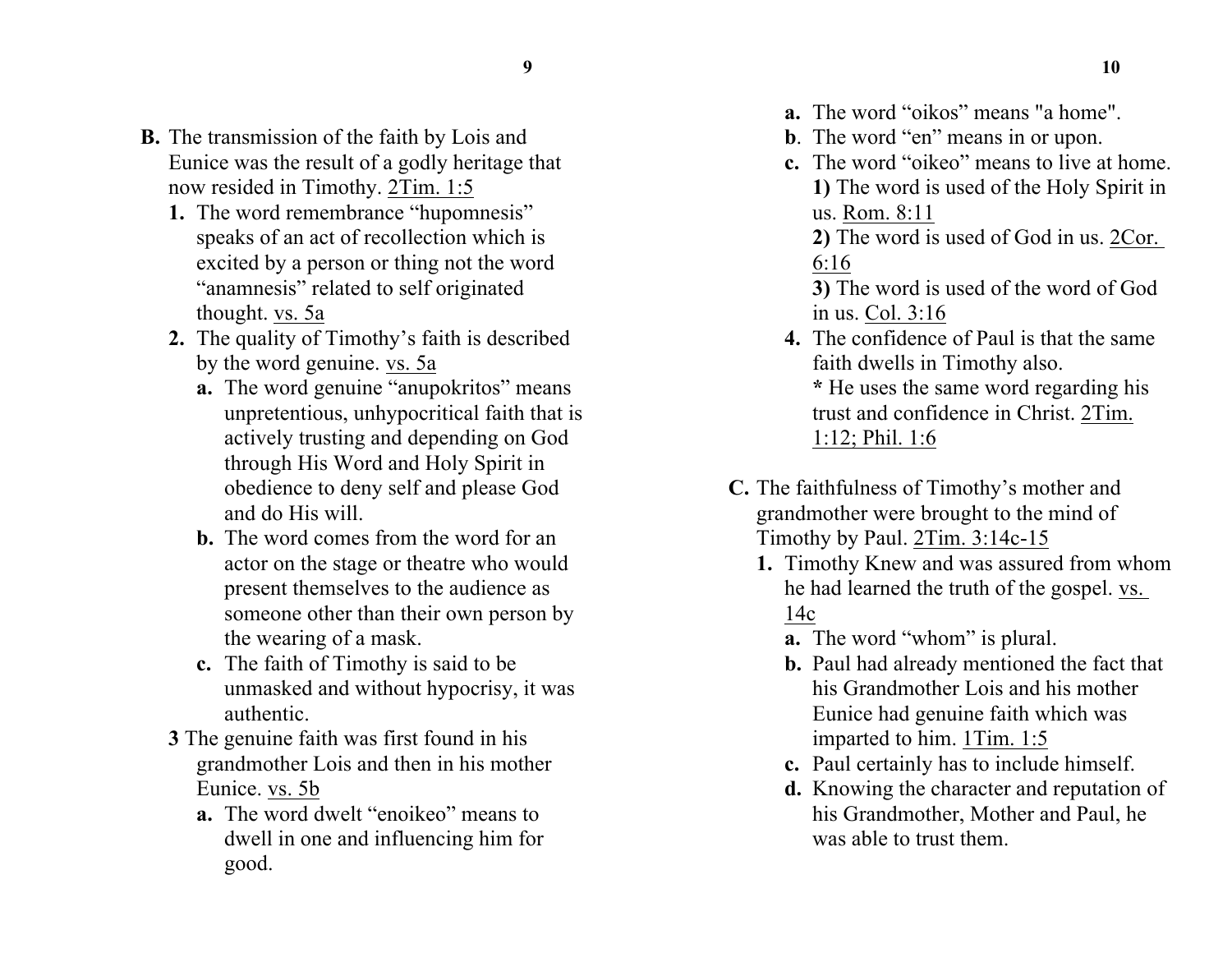**B.** The transmission of the faith by Lois and Eunice was the result of a godly heritage that now resided in Timothy. <u>2Tim. 1:5</u>

1. The word remembrance "hupomnesis" speaks of an act of recollection which is excited by a person or thing not the word "anamnesis" related to self originated thought. <u>vs. 5a</u>
2. The quality of Timothy's faith is described by the word genuine. <u>vs. 5a</u>
   - **a.** The word genuine "anupokritos" means unpretentious, unhypocritical faith that is actively trusting and depending on God through His Word and Holy Spirit in obedience to deny self and please God and do His will.
   - **b.** The word comes from the word for an actor on the stage or theatre who would present themselves to the audience as someone other than their own person by the wearing of a mask.
   - **c.** The faith of Timothy is said to be unmasked and without hypocrisy, it was authentic.

**3** The genuine faith was first found in his grandmother Lois and then in his mother Eunice. <u>vs. 5b</u>

- **a.** The word dwelt "enoikeo" means to dwell in one and influencing him for good.
- **a.** The word "oikos" means "a home".
- **b**. The word "en" means in or upon.
- **c.** The word "oikeo" means to live at home.
  - **1)** The word is used of the Holy Spirit in us. <u>Rom. 8:11</u>
  - **2)** The word is used of God in us. <u>2Cor. 6:16</u>
  - **3)** The word is used of the word of God in us. <u>Col. 3:16</u>

**4.** The confidence of Paul is that the same faith dwells in Timothy also.
**\*** He uses the same word regarding his trust and confidence in Christ. <u>2Tim. 1:12; Phil. 1:6</u>

**C.** The faithfulness of Timothy's mother and grandmother were brought to the mind of Timothy by Paul. <u>2Tim. 3:14c-15</u>

1. Timothy Knew and was assured from whom he had learned the truth of the gospel. <u>vs. 14c</u>
   - **a.** The word "whom" is plural.
   - **b.** Paul had already mentioned the fact that his Grandmother Lois and his mother Eunice had genuine faith which was imparted to him. <u>1Tim. 1:5</u>
   - **c.** Paul certainly has to include himself.
   - **d.** Knowing the character and reputation of his Grandmother, Mother and Paul, he was able to trust them.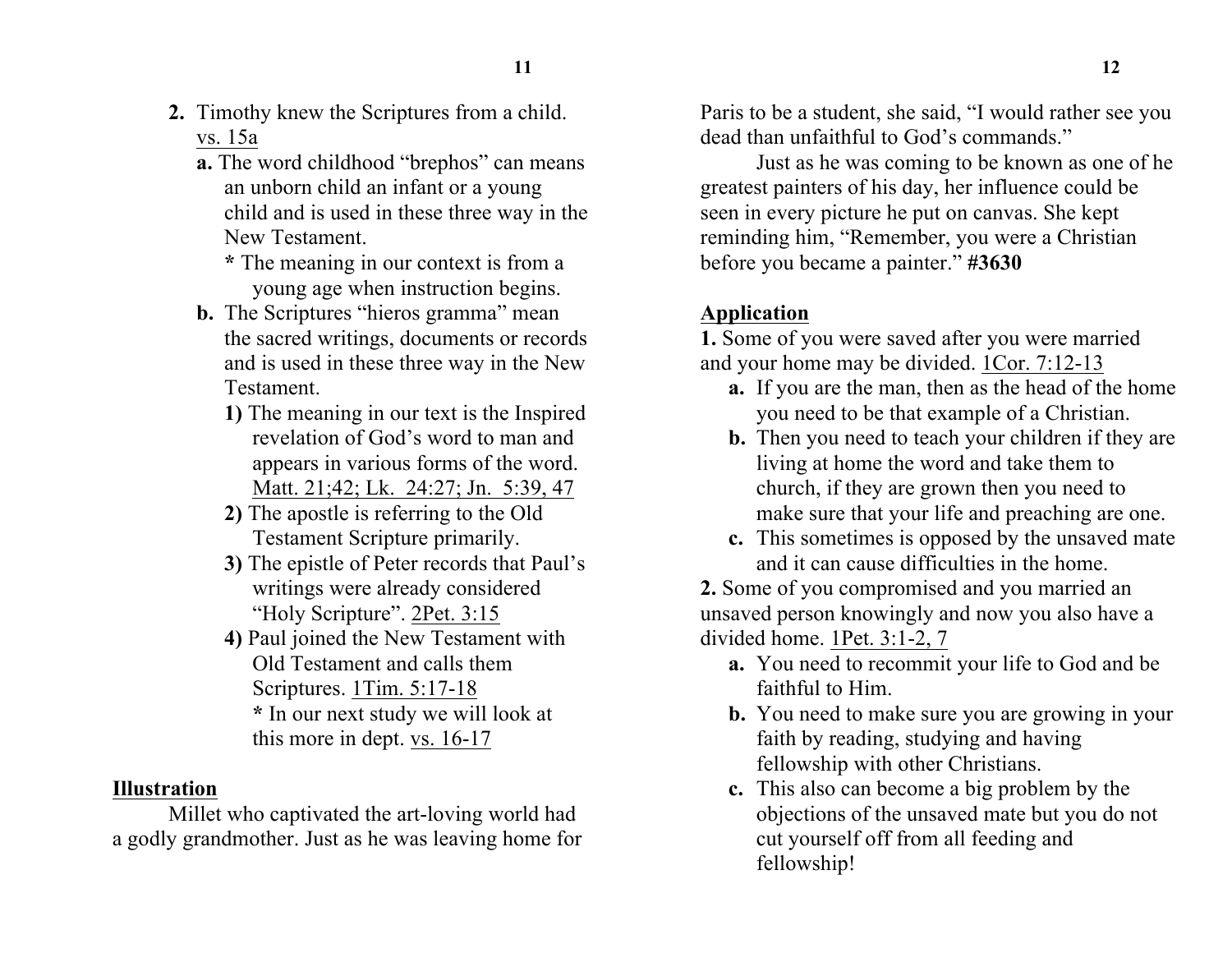**2.** Timothy knew the Scriptures from a child. vs. 15a

**a.** The word childhood "brephos" can means an unborn child an infant or a young child and is used in these three way in the New Testament.

**\*** The meaning in our context is from a young age when instruction begins.

**b.** The Scriptures "hieros gramma" mean the sacred writings, documents or records and is used in these three way in the New Testament.

**1)** The meaning in our text is the Inspired revelation of God's word to man and appears in various forms of the word. Matt. 21;42; Lk. 24:27; Jn. 5:39, 47

**2)** The apostle is referring to the Old Testament Scripture primarily.

**3)** The epistle of Peter records that Paul's writings were already considered "Holy Scripture". 2Pet. 3:15

**4)** Paul joined the New Testament with Old Testament and calls them Scriptures. 1Tim. 5:17-18

**\*** In our next study we will look at this more in dept. vs. 16-17

## Illustration

Millet who captivated the art-loving world had a godly grandmother. Just as he was leaving home for Paris to be a student, she said, "I would rather see you dead than unfaithful to God's commands."

Just as he was coming to be known as one of he greatest painters of his day, her influence could be seen in every picture he put on canvas. She kept reminding him, "Remember, you were a Christian before you became a painter." **#3630**

## Application

**1.** Some of you were saved after you were married and your home may be divided. 1Cor. 7:12-13

**a.** If you are the man, then as the head of the home you need to be that example of a Christian.

**b.** Then you need to teach your children if they are living at home the word and take them to church, if they are grown then you need to make sure that your life and preaching are one.

**c.** This sometimes is opposed by the unsaved mate and it can cause difficulties in the home.

**2.** Some of you compromised and you married an unsaved person knowingly and now you also have a divided home. 1Pet. 3:1-2, 7

**a.** You need to recommit your life to God and be faithful to Him.

**b.** You need to make sure you are growing in your faith by reading, studying and having fellowship with other Christians.

**c.** This also can become a big problem by the objections of the unsaved mate but you do not cut yourself off from all feeding and fellowship!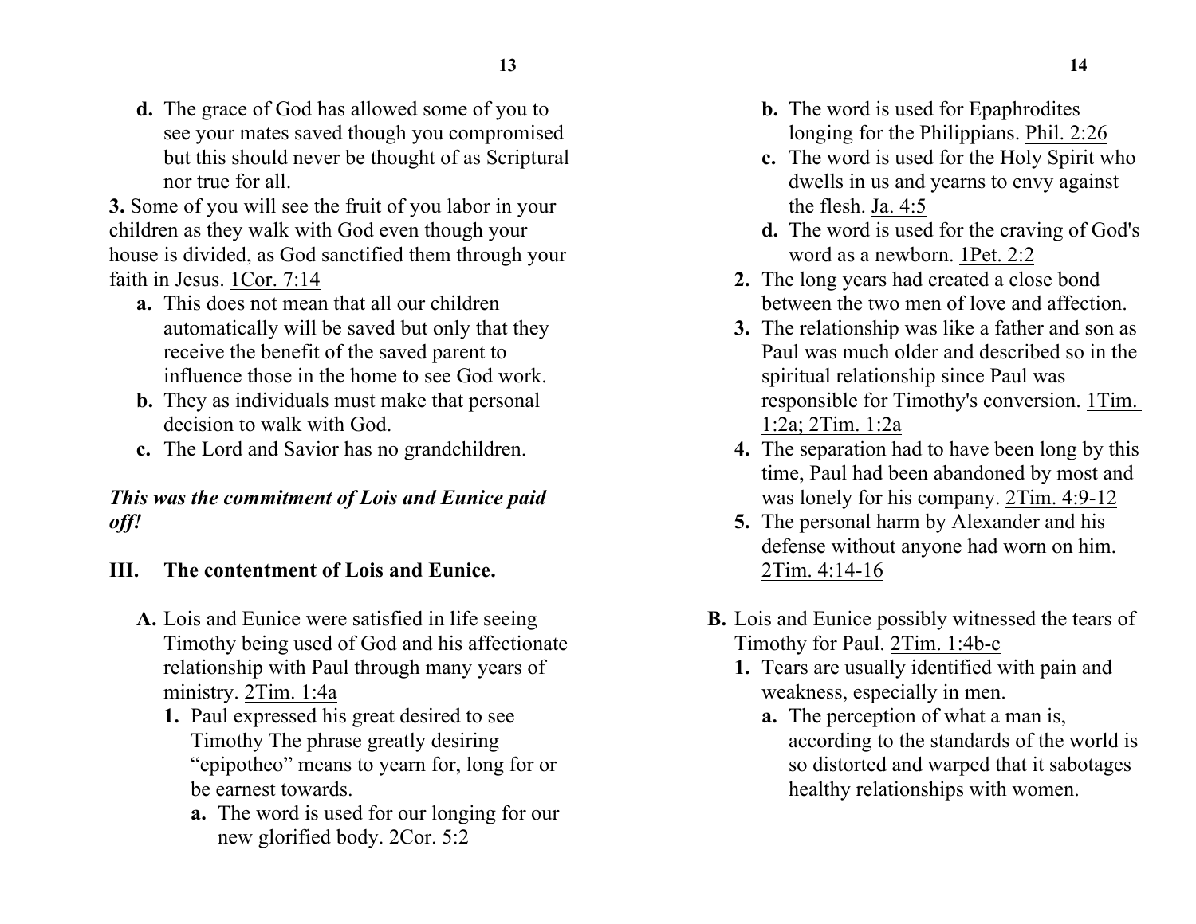**d.** The grace of God has allowed some of you to see your mates saved though you compromised but this should never be thought of as Scriptural nor true for all.

**3.** Some of you will see the fruit of you labor in your children as they walk with God even though your house is divided, as God sanctified them through your faith in Jesus. 1Cor. 7:14

- **a.** This does not mean that all our children automatically will be saved but only that they receive the benefit of the saved parent to influence those in the home to see God work.
- **b.** They as individuals must make that personal decision to walk with God.
- **c.** The Lord and Savior has no grandchildren.

***This was the commitment of Lois and Eunice paid off!***

## III. The contentment of Lois and Eunice.

**A.** Lois and Eunice were satisfied in life seeing Timothy being used of God and his affectionate relationship with Paul through many years of ministry. 2Tim. 1:4a

**1.** Paul expressed his great desired to see Timothy The phrase greatly desiring "epipotheo" means to yearn for, long for or be earnest towards.

- **a.** The word is used for our longing for our new glorified body. 2Cor. 5:2
- **b.** The word is used for Epaphrodites longing for the Philippians. Phil. 2:26
- **c.** The word is used for the Holy Spirit who dwells in us and yearns to envy against the flesh. Ja. 4:5
- **d.** The word is used for the craving of God's word as a newborn. 1Pet. 2:2

**2.** The long years had created a close bond between the two men of love and affection.

**3.** The relationship was like a father and son as Paul was much older and described so in the spiritual relationship since Paul was responsible for Timothy's conversion. 1Tim. 1:2a; 2Tim. 1:2a

**4.** The separation had to have been long by this time, Paul had been abandoned by most and was lonely for his company. 2Tim. 4:9-12

**5.** The personal harm by Alexander and his defense without anyone had worn on him. 2Tim. 4:14-16

**B.** Lois and Eunice possibly witnessed the tears of Timothy for Paul. 2Tim. 1:4b-c

**1.** Tears are usually identified with pain and weakness, especially in men.

- **a.** The perception of what a man is, according to the standards of the world is so distorted and warped that it sabotages healthy relationships with women.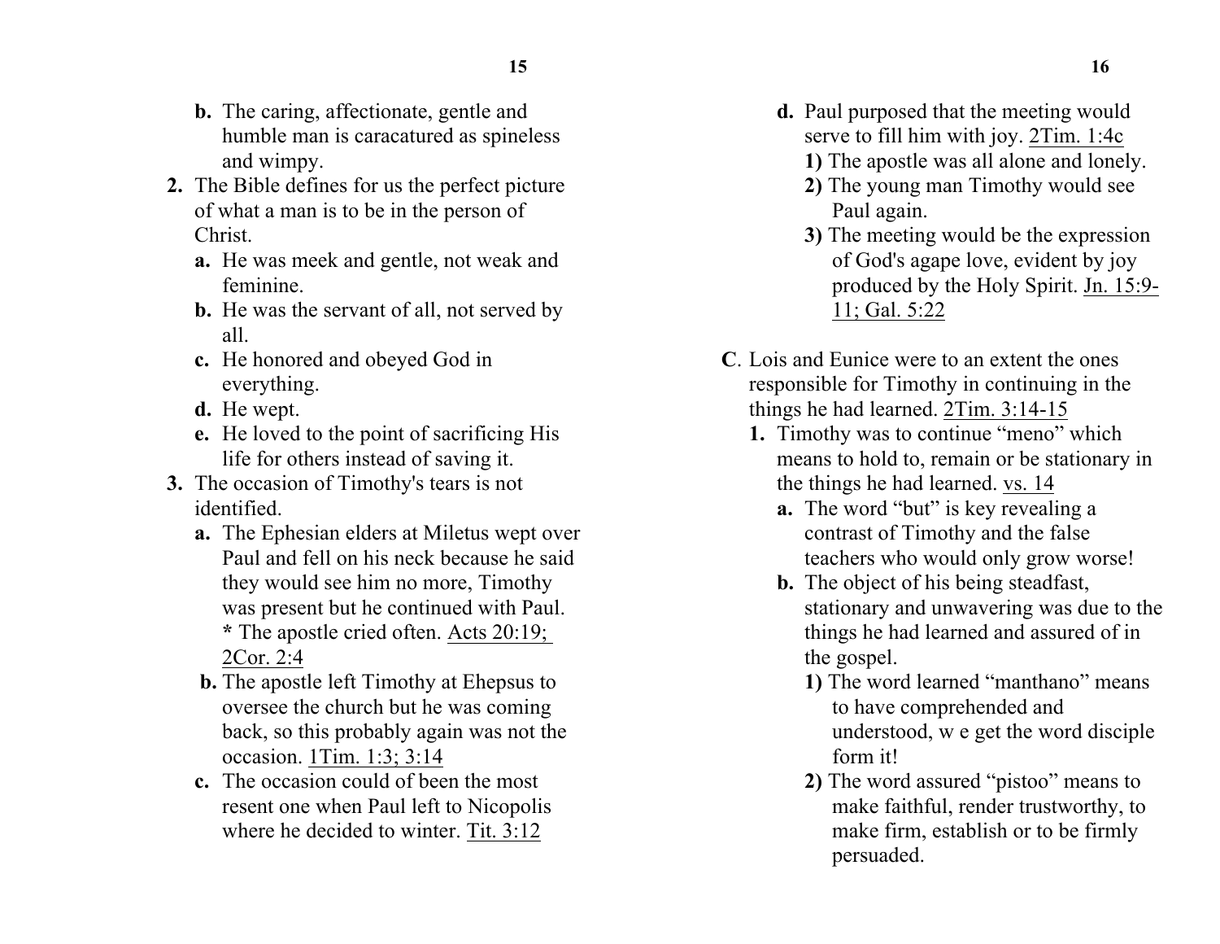- **b.** The caring, affectionate, gentle and humble man is caracatured as spineless and wimpy.
2. The Bible defines for us the perfect picture of what a man is to be in the person of Christ.
   - **a.** He was meek and gentle, not weak and feminine.
   - **b.** He was the servant of all, not served by all.
   - **c.** He honored and obeyed God in everything.
   - **d.** He wept.
   - **e.** He loved to the point of sacrificing His life for others instead of saving it.
3. The occasion of Timothy's tears is not identified.
   - **a.** The Ephesian elders at Miletus wept over Paul and fell on his neck because he said they would see him no more, Timothy was present but he continued with Paul.
     **\*** The apostle cried often. <u>Acts 20:19; 2Cor. 2:4</u>
   - **b.** The apostle left Timothy at Ehepsus to oversee the church but he was coming back, so this probably again was not the occasion. <u>1Tim. 1:3; 3:14</u>
   - **c.** The occasion could of been the most resent one when Paul left to Nicopolis where he decided to winter. <u>Tit. 3:12</u>
   - **d.** Paul purposed that the meeting would serve to fill him with joy. <u>2Tim. 1:4c</u>
     - **1)** The apostle was all alone and lonely.
     - **2)** The young man Timothy would see Paul again.
     - **3)** The meeting would be the expression of God's agape love, evident by joy produced by the Holy Spirit. <u>Jn. 15:9-11; Gal. 5:22</u>

**C**. Lois and Eunice were to an extent the ones responsible for Timothy in continuing in the things he had learned. <u>2Tim. 3:14-15</u>

1. Timothy was to continue "meno" which means to hold to, remain or be stationary in the things he had learned. <u>vs. 14</u>
   - **a.** The word "but" is key revealing a contrast of Timothy and the false teachers who would only grow worse!
   - **b.** The object of his being steadfast, stationary and unwavering was due to the things he had learned and assured of in the gospel.
     - **1)** The word learned "manthano" means to have comprehended and understood, w e get the word disciple form it!
     - **2)** The word assured "pistoo" means to make faithful, render trustworthy, to make firm, establish or to be firmly persuaded.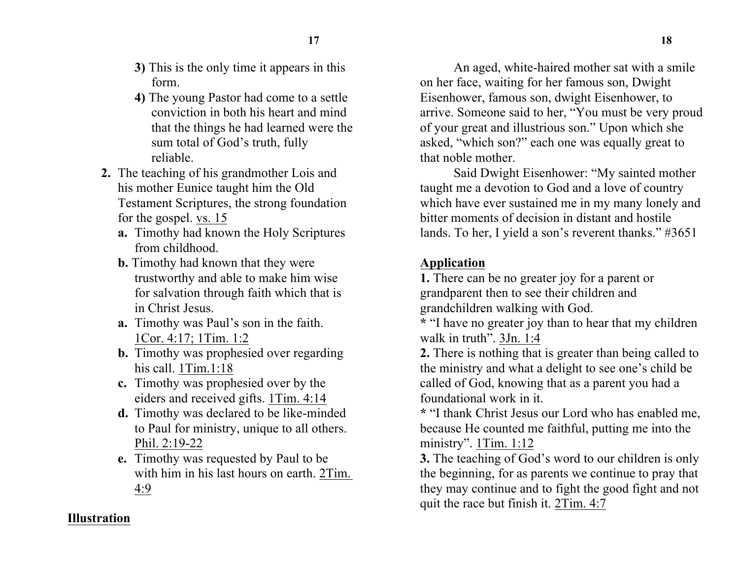**3)** This is the only time it appears in this form.

**4)** The young Pastor had come to a settle conviction in both his heart and mind that the things he had learned were the sum total of God's truth, fully reliable.

**2.** The teaching of his grandmother Lois and his mother Eunice taught him the Old Testament Scriptures, the strong foundation for the gospel. <u>vs. 15</u>

- **a.** Timothy had known the Holy Scriptures from childhood.
- **b.** Timothy had known that they were trustworthy and able to make him wise for salvation through faith which that is in Christ Jesus.
- **a.** Timothy was Paul's son in the faith. <u>1Cor. 4:17; 1Tim. 1:2</u>
- **b.** Timothy was prophesied over regarding his call. <u>1Tim.1:18</u>
- **c.** Timothy was prophesied over by the eiders and received gifts. <u>1Tim. 4:14</u>
- **d.** Timothy was declared to be like-minded to Paul for ministry, unique to all others. <u>Phil. 2:19-22</u>
- **e.** Timothy was requested by Paul to be with him in his last hours on earth. <u>2Tim. 4:9</u>

**<u>Illustration</u>**

An aged, white-haired mother sat with a smile on her face, waiting for her famous son, Dwight Eisenhower, famous son, dwight Eisenhower, to arrive. Someone said to her, "You must be very proud of your great and illustrious son." Upon which she asked, "which son?" each one was equally great to that noble mother.

Said Dwight Eisenhower: "My sainted mother taught me a devotion to God and a love of country which have ever sustained me in my many lonely and bitter moments of decision in distant and hostile lands. To her, I yield a son's reverent thanks." #3651

**<u>Application</u>**

**1.** There can be no greater joy for a parent or grandparent then to see their children and grandchildren walking with God.

**\*** "I have no greater joy than to hear that my children walk in truth". <u>3Jn. 1:4</u>

**2.** There is nothing that is greater than being called to the ministry and what a delight to see one's child be called of God, knowing that as a parent you had a foundational work in it.

**\*** "I thank Christ Jesus our Lord who has enabled me, because He counted me faithful, putting me into the ministry". <u>1Tim. 1:12</u>

**3.** The teaching of God's word to our children is only the beginning, for as parents we continue to pray that they may continue and to fight the good fight and not quit the race but finish it. <u>2Tim. 4:7</u>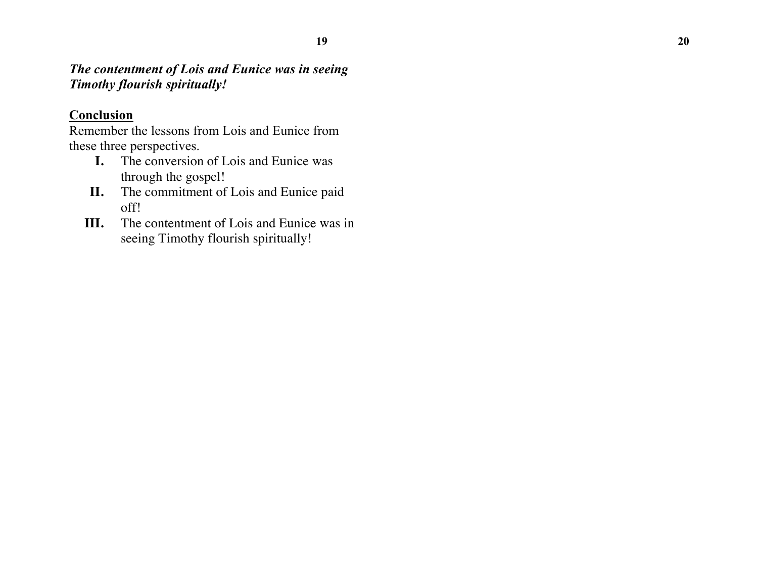***The contentment of Lois and Eunice was in seeing Timothy flourish spiritually!***

**Conclusion**

Remember the lessons from Lois and Eunice from these three perspectives.

- **I.** The conversion of Lois and Eunice was through the gospel!
- **II.** The commitment of Lois and Eunice paid off!
- **III.** The contentment of Lois and Eunice was in seeing Timothy flourish spiritually!